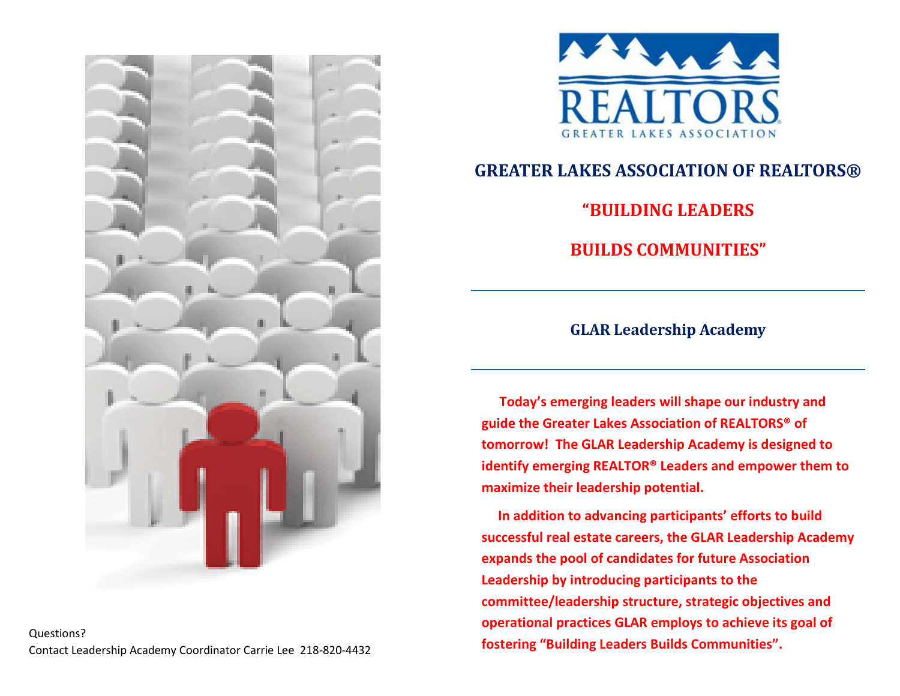Questions?

Contact Leadership Academy Coordinator Carrie Lee 218-820-4432

REALTORS

GREATER LAKES ASSOCIATION

# GREATER LAKES ASSOCIATION OF REALTORS®

## "BUILDING LEADERS

## BUILDS COMMUNITIES"

---

### GLAR Leadership Academy

---

**Today's emerging leaders will shape our industry and guide the Greater Lakes Association of REALTORS® of tomorrow! The GLAR Leadership Academy is designed to identify emerging REALTOR® Leaders and empower them to maximize their leadership potential.**

**In addition to advancing participants' efforts to build successful real estate careers, the GLAR Leadership Academy expands the pool of candidates for future Association Leadership by introducing participants to the committee/leadership structure, strategic objectives and operational practices GLAR employs to achieve its goal of fostering "Building Leaders Builds Communities".**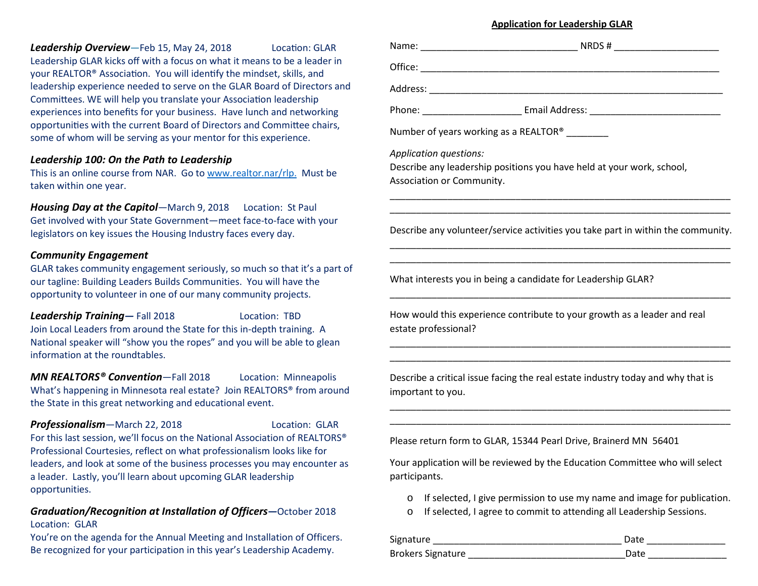***Leadership Overview***—Feb 15, May 24, 2018 Location: GLAR

Leadership GLAR kicks off with a focus on what it means to be a leader in your REALTOR® Association. You will identify the mindset, skills, and leadership experience needed to serve on the GLAR Board of Directors and Committees. WE will help you translate your Association leadership experiences into benefits for your business. Have lunch and networking opportunities with the current Board of Directors and Committee chairs, some of whom will be serving as your mentor for this experience.

***Leadership 100: On the Path to Leadership***

This is an online course from NAR. Go to www.realtor.nar/rlp. Must be taken within one year.

***Housing Day at the Capitol***—March 9, 2018 Location: St Paul

Get involved with your State Government—meet face-to-face with your legislators on key issues the Housing Industry faces every day.

***Community Engagement***

GLAR takes community engagement seriously, so much so that it's a part of our tagline: Building Leaders Builds Communities. You will have the opportunity to volunteer in one of our many community projects.

***Leadership Training***— Fall 2018 Location: TBD

Join Local Leaders from around the State for this in-depth training. A National speaker will "show you the ropes" and you will be able to glean information at the roundtables.

***MN REALTORS® Convention***—Fall 2018 Location: Minneapolis

What's happening in Minnesota real estate? Join REALTORS® from around the State in this great networking and educational event.

***Professionalism***—March 22, 2018 Location: GLAR

For this last session, we'll focus on the National Association of REALTORS® Professional Courtesies, reflect on what professionalism looks like for leaders, and look at some of the business processes you may encounter as a leader. Lastly, you'll learn about upcoming GLAR leadership opportunities.

***Graduation/Recognition at Installation of Officers***—October 2018

Location: GLAR

You're on the agenda for the Annual Meeting and Installation of Officers. Be recognized for your participation in this year's Leadership Academy.

## Application for Leadership GLAR

Name: ______________________________ NRDS # ____________________

Office: _________________________________________________________

Address: ________________________________________________________

Phone: ___________________ Email Address: _________________________

Number of years working as a REALTOR® ________

*Application questions:*

Describe any leadership positions you have held at your work, school, Association or Community.

_________________________________________________________________

_________________________________________________________________

Describe any volunteer/service activities you take part in within the community.

_________________________________________________________________

_________________________________________________________________

What interests you in being a candidate for Leadership GLAR?

_________________________________________________________________

How would this experience contribute to your growth as a leader and real estate professional?

_________________________________________________________________

_________________________________________________________________

Describe a critical issue facing the real estate industry today and why that is important to you.

_________________________________________________________________

_________________________________________________________________

Please return form to GLAR, 15344 Pearl Drive, Brainerd MN 56401

Your application will be reviewed by the Education Committee who will select participants.

- If selected, I give permission to use my name and image for publication.
- If selected, I agree to commit to attending all Leadership Sessions.

Signature ____________________________________ Date _______________

Brokers Signature ______________________________Date _______________